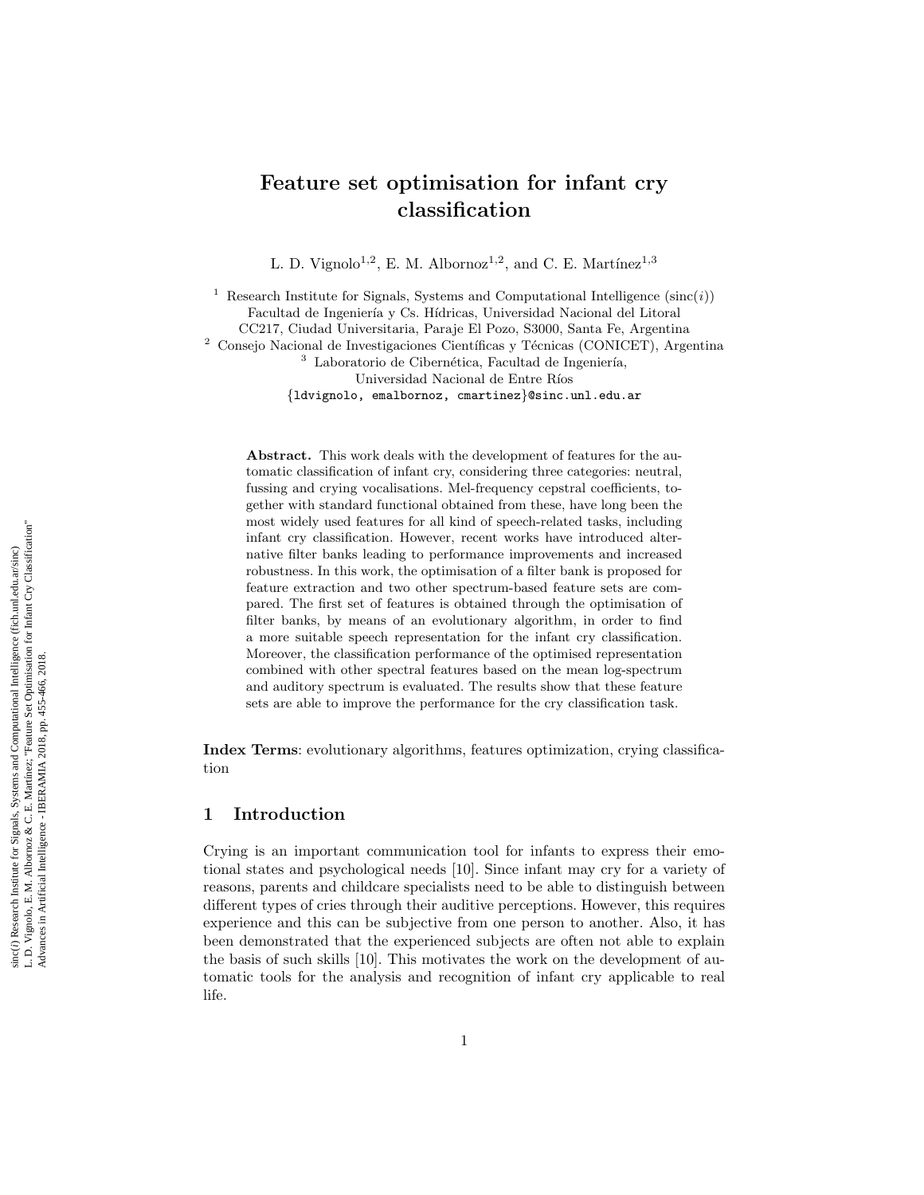# Feature set optimisation for infant cry classification

L. D. Vignolo[1,2], E. M. Albornoz[1,2], and C. E. Martínez[1,3]

[1] Research Institute for Signals, Systems and Computational Intelligence (sinc($i$))
Facultad de Ingeniería y Cs. Hídricas, Universidad Nacional del Litoral
CC217, Ciudad Universitaria, Paraje El Pozo, S3000, Santa Fe, Argentina
[2] Consejo Nacional de Investigaciones Científicas y Técnicas (CONICET), Argentina
[3] Laboratorio de Cibernética, Facultad de Ingeniería,
Universidad Nacional de Entre Ríos
{ldvignolo, emalbornoz, cmartinez}@sinc.unl.edu.ar

**Abstract.** This work deals with the development of features for the automatic classification of infant cry, considering three categories: neutral, fussing and crying vocalisations. Mel-frequency cepstral coefficients, together with standard functional obtained from these, have long been the most widely used features for all kind of speech-related tasks, including infant cry classification. However, recent works have introduced alternative filter banks leading to performance improvements and increased robustness. In this work, the optimisation of a filter bank is proposed for feature extraction and two other spectrum-based feature sets are compared. The first set of features is obtained through the optimisation of filter banks, by means of an evolutionary algorithm, in order to find a more suitable speech representation for the infant cry classification. Moreover, the classification performance of the optimised representation combined with other spectral features based on the mean log-spectrum and auditory spectrum is evaluated. The results show that these feature sets are able to improve the performance for the cry classification task.

**Index Terms**: evolutionary algorithms, features optimization, crying classification

## 1 Introduction

Crying is an important communication tool for infants to express their emotional states and psychological needs [10]. Since infant may cry for a variety of reasons, parents and childcare specialists need to be able to distinguish between different types of cries through their auditive perceptions. However, this requires experience and this can be subjective from one person to another. Also, it has been demonstrated that the experienced subjects are often not able to explain the basis of such skills [10]. This motivates the work on the development of automatic tools for the analysis and recognition of infant cry applicable to real life.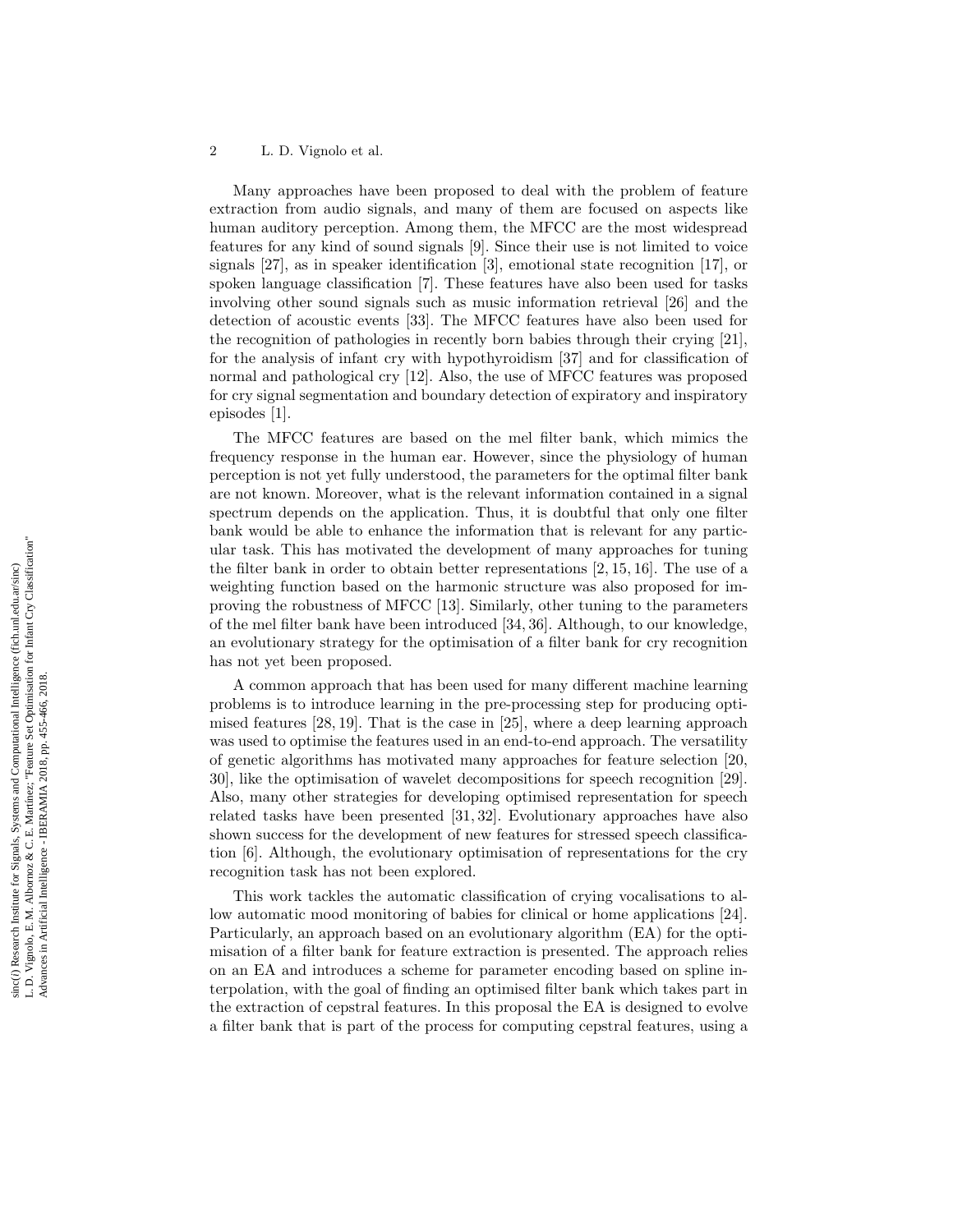Many approaches have been proposed to deal with the problem of feature extraction from audio signals, and many of them are focused on aspects like human auditory perception. Among them, the MFCC are the most widespread features for any kind of sound signals [9]. Since their use is not limited to voice signals [27], as in speaker identification [3], emotional state recognition [17], or spoken language classification [7]. These features have also been used for tasks involving other sound signals such as music information retrieval [26] and the detection of acoustic events [33]. The MFCC features have also been used for the recognition of pathologies in recently born babies through their crying [21], for the analysis of infant cry with hypothyroidism [37] and for classification of normal and pathological cry [12]. Also, the use of MFCC features was proposed for cry signal segmentation and boundary detection of expiratory and inspiratory episodes [1].

The MFCC features are based on the mel filter bank, which mimics the frequency response in the human ear. However, since the physiology of human perception is not yet fully understood, the parameters for the optimal filter bank are not known. Moreover, what is the relevant information contained in a signal spectrum depends on the application. Thus, it is doubtful that only one filter bank would be able to enhance the information that is relevant for any particular task. This has motivated the development of many approaches for tuning the filter bank in order to obtain better representations [2, 15, 16]. The use of a weighting function based on the harmonic structure was also proposed for improving the robustness of MFCC [13]. Similarly, other tuning to the parameters of the mel filter bank have been introduced [34, 36]. Although, to our knowledge, an evolutionary strategy for the optimisation of a filter bank for cry recognition has not yet been proposed.

A common approach that has been used for many different machine learning problems is to introduce learning in the pre-processing step for producing optimised features [28, 19]. That is the case in [25], where a deep learning approach was used to optimise the features used in an end-to-end approach. The versatility of genetic algorithms has motivated many approaches for feature selection [20, 30], like the optimisation of wavelet decompositions for speech recognition [29]. Also, many other strategies for developing optimised representation for speech related tasks have been presented [31, 32]. Evolutionary approaches have also shown success for the development of new features for stressed speech classification [6]. Although, the evolutionary optimisation of representations for the cry recognition task has not been explored.

This work tackles the automatic classification of crying vocalisations to allow automatic mood monitoring of babies for clinical or home applications [24]. Particularly, an approach based on an evolutionary algorithm (EA) for the optimisation of a filter bank for feature extraction is presented. The approach relies on an EA and introduces a scheme for parameter encoding based on spline interpolation, with the goal of finding an optimised filter bank which takes part in the extraction of cepstral features. In this proposal the EA is designed to evolve a filter bank that is part of the process for computing cepstral features, using a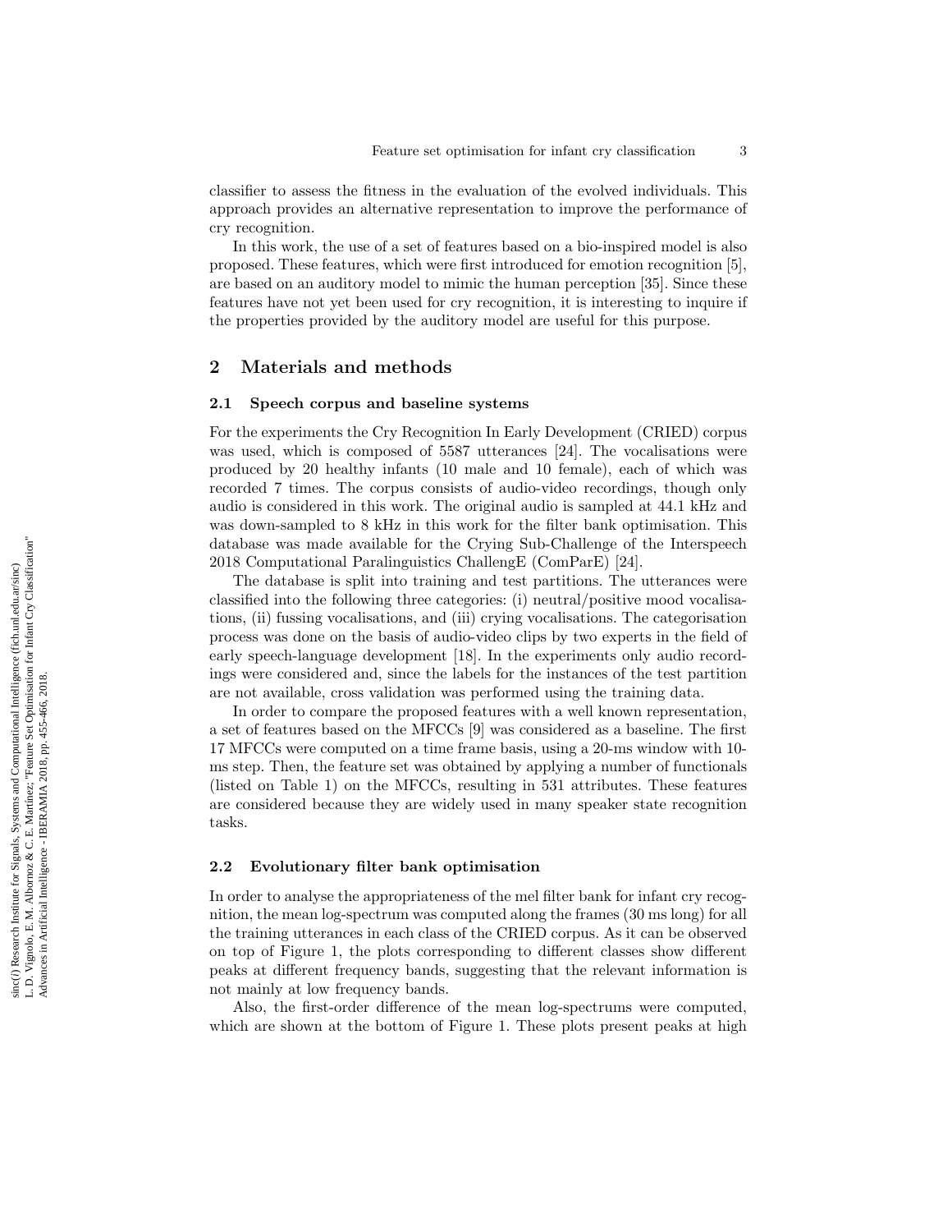classifier to assess the fitness in the evaluation of the evolved individuals. This approach provides an alternative representation to improve the performance of cry recognition.

In this work, the use of a set of features based on a bio-inspired model is also proposed. These features, which were first introduced for emotion recognition [5], are based on an auditory model to mimic the human perception [35]. Since these features have not yet been used for cry recognition, it is interesting to inquire if the properties provided by the auditory model are useful for this purpose.

## 2 Materials and methods

### 2.1 Speech corpus and baseline systems

For the experiments the Cry Recognition In Early Development (CRIED) corpus was used, which is composed of 5587 utterances [24]. The vocalisations were produced by 20 healthy infants (10 male and 10 female), each of which was recorded 7 times. The corpus consists of audio-video recordings, though only audio is considered in this work. The original audio is sampled at 44.1 kHz and was down-sampled to 8 kHz in this work for the filter bank optimisation. This database was made available for the Crying Sub-Challenge of the Interspeech 2018 Computational Paralinguistics ChallengE (ComParE) [24].

The database is split into training and test partitions. The utterances were classified into the following three categories: (i) neutral/positive mood vocalisations, (ii) fussing vocalisations, and (iii) crying vocalisations. The categorisation process was done on the basis of audio-video clips by two experts in the field of early speech-language development [18]. In the experiments only audio recordings were considered and, since the labels for the instances of the test partition are not available, cross validation was performed using the training data.

In order to compare the proposed features with a well known representation, a set of features based on the MFCCs [9] was considered as a baseline. The first 17 MFCCs were computed on a time frame basis, using a 20-ms window with 10-ms step. Then, the feature set was obtained by applying a number of functionals (listed on Table 1) on the MFCCs, resulting in 531 attributes. These features are considered because they are widely used in many speaker state recognition tasks.

### 2.2 Evolutionary filter bank optimisation

In order to analyse the appropriateness of the mel filter bank for infant cry recognition, the mean log-spectrum was computed along the frames (30 ms long) for all the training utterances in each class of the CRIED corpus. As it can be observed on top of Figure 1, the plots corresponding to different classes show different peaks at different frequency bands, suggesting that the relevant information is not mainly at low frequency bands.

Also, the first-order difference of the mean log-spectrums were computed, which are shown at the bottom of Figure 1. These plots present peaks at high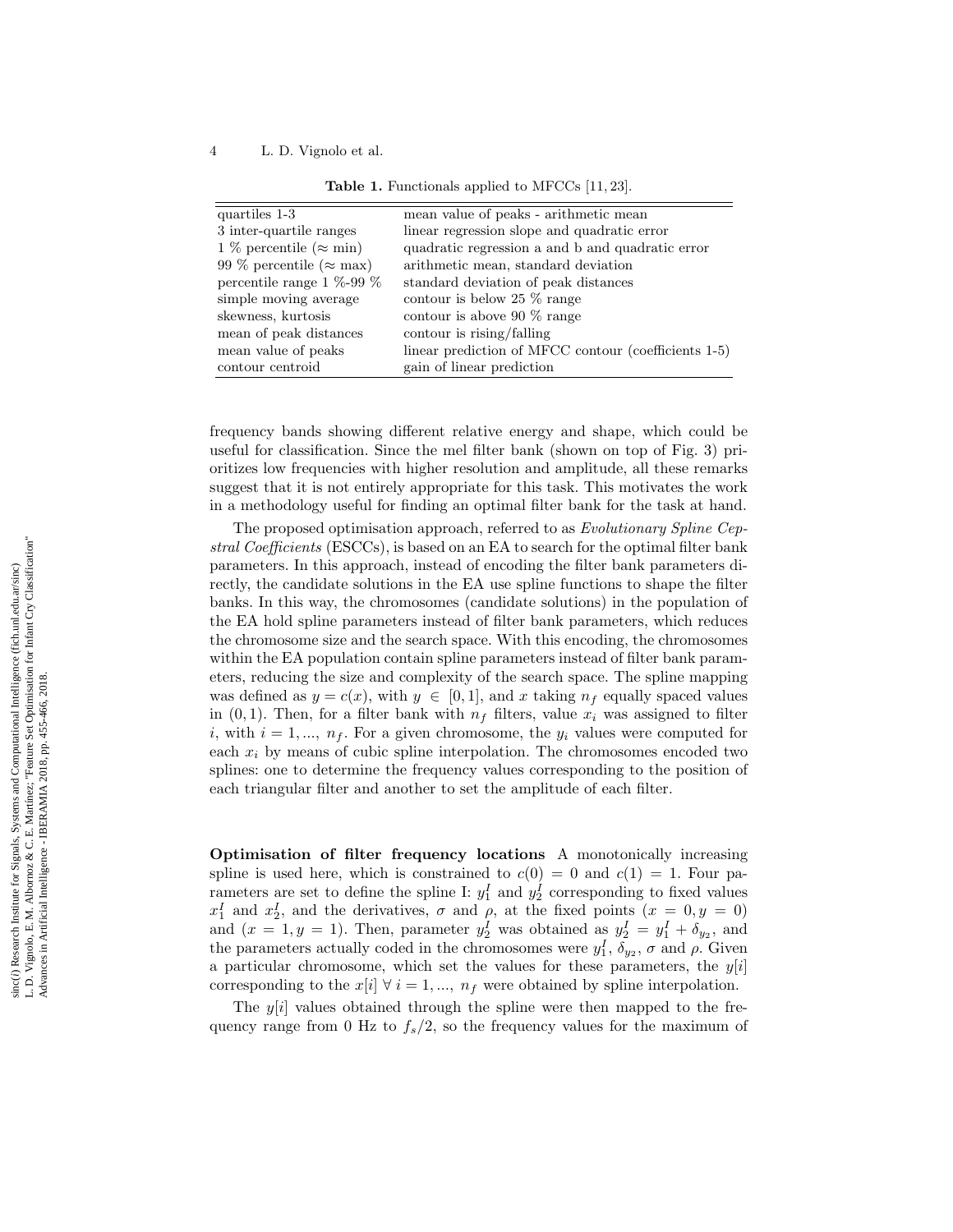**Table 1.** Functionals applied to MFCCs [11, 23].

| | |
|---|---|
| quartiles 1-3 | mean value of peaks - arithmetic mean |
| 3 inter-quartile ranges | linear regression slope and quadratic error |
| 1 % percentile (≈ min) | quadratic regression a and b and quadratic error |
| 99 % percentile (≈ max) | arithmetic mean, standard deviation |
| percentile range 1 %-99 % | standard deviation of peak distances |
| simple moving average | contour is below 25 % range |
| skewness, kurtosis | contour is above 90 % range |
| mean of peak distances | contour is rising/falling |
| mean value of peaks | linear prediction of MFCC contour (coefficients 1-5) |
| contour centroid | gain of linear prediction |

frequency bands showing different relative energy and shape, which could be useful for classification. Since the mel filter bank (shown on top of Fig. 3) prioritizes low frequencies with higher resolution and amplitude, all these remarks suggest that it is not entirely appropriate for this task. This motivates the work in a methodology useful for finding an optimal filter bank for the task at hand.

The proposed optimisation approach, referred to as *Evolutionary Spline Cepstral Coefficients* (ESCCs), is based on an EA to search for the optimal filter bank parameters. In this approach, instead of encoding the filter bank parameters directly, the candidate solutions in the EA use spline functions to shape the filter banks. In this way, the chromosomes (candidate solutions) in the population of the EA hold spline parameters instead of filter bank parameters, which reduces the chromosome size and the search space. With this encoding, the chromosomes within the EA population contain spline parameters instead of filter bank parameters, reducing the size and complexity of the search space. The spline mapping was defined as $y = c(x)$, with $y \in [0, 1]$, and $x$ taking $n_f$ equally spaced values in $(0, 1)$. Then, for a filter bank with $n_f$ filters, value $x_i$ was assigned to filter $i$, with $i = 1, ..., n_f$. For a given chromosome, the $y_i$ values were computed for each $x_i$ by means of cubic spline interpolation. The chromosomes encoded two splines: one to determine the frequency values corresponding to the position of each triangular filter and another to set the amplitude of each filter.

**Optimisation of filter frequency locations** A monotonically increasing spline is used here, which is constrained to $c(0) = 0$ and $c(1) = 1$. Four parameters are set to define the spline I: $y_1^I$ and $y_2^I$ corresponding to fixed values $x_1^I$ and $x_2^I$, and the derivatives, $\sigma$ and $\rho$, at the fixed points $(x = 0, y = 0)$ and $(x = 1, y = 1)$. Then, parameter $y_2^I$ was obtained as $y_2^I = y_1^I + \delta_{y_2}$, and the parameters actually coded in the chromosomes were $y_1^I$, $\delta_{y_2}$, $\sigma$ and $\rho$. Given a particular chromosome, which set the values for these parameters, the $y[i]$ corresponding to the $x[i]$ $\forall\, i = 1, ..., n_f$ were obtained by spline interpolation.

The $y[i]$ values obtained through the spline were then mapped to the frequency range from 0 Hz to $f_s/2$, so the frequency values for the maximum of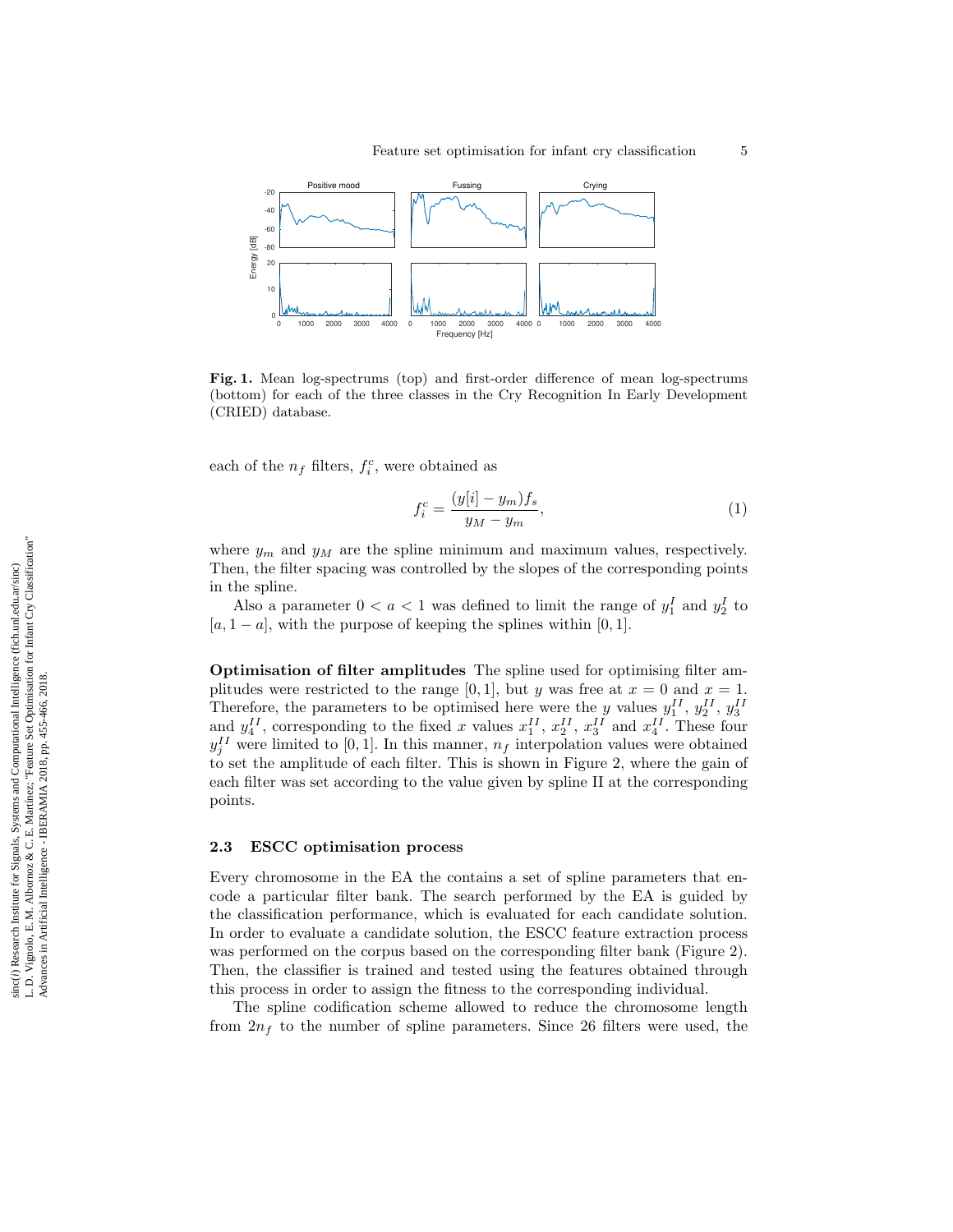**Fig. 1.** Mean log-spectrums (top) and first-order difference of mean log-spectrums (bottom) for each of the three classes in the Cry Recognition In Early Development (CRIED) database.

each of the $n_f$ filters, $f_i^c$, were obtained as

$$f_i^c = \frac{(y[i] - y_m) f_s}{y_M - y_m}, \tag{1}$$

where $y_m$ and $y_M$ are the spline minimum and maximum values, respectively. Then, the filter spacing was controlled by the slopes of the corresponding points in the spline.

Also a parameter $0 < a < 1$ was defined to limit the range of $y_1^I$ and $y_2^I$ to $[a, 1-a]$, with the purpose of keeping the splines within $[0, 1]$.

**Optimisation of filter amplitudes** The spline used for optimising filter amplitudes were restricted to the range $[0, 1]$, but $y$ was free at $x = 0$ and $x = 1$. Therefore, the parameters to be optimised here were the $y$ values $y_1^{II}$, $y_2^{II}$, $y_3^{II}$ and $y_4^{II}$, corresponding to the fixed $x$ values $x_1^{II}$, $x_2^{II}$, $x_3^{II}$ and $x_4^{II}$. These four $y_j^{II}$ were limited to $[0, 1]$. In this manner, $n_f$ interpolation values were obtained to set the amplitude of each filter. This is shown in Figure 2, where the gain of each filter was set according to the value given by spline II at the corresponding points.

### 2.3 ESCC optimisation process

Every chromosome in the EA the contains a set of spline parameters that encode a particular filter bank. The search performed by the EA is guided by the classification performance, which is evaluated for each candidate solution. In order to evaluate a candidate solution, the ESCC feature extraction process was performed on the corpus based on the corresponding filter bank (Figure 2). Then, the classifier is trained and tested using the features obtained through this process in order to assign the fitness to the corresponding individual.

The spline codification scheme allowed to reduce the chromosome length from $2n_f$ to the number of spline parameters. Since 26 filters were used, the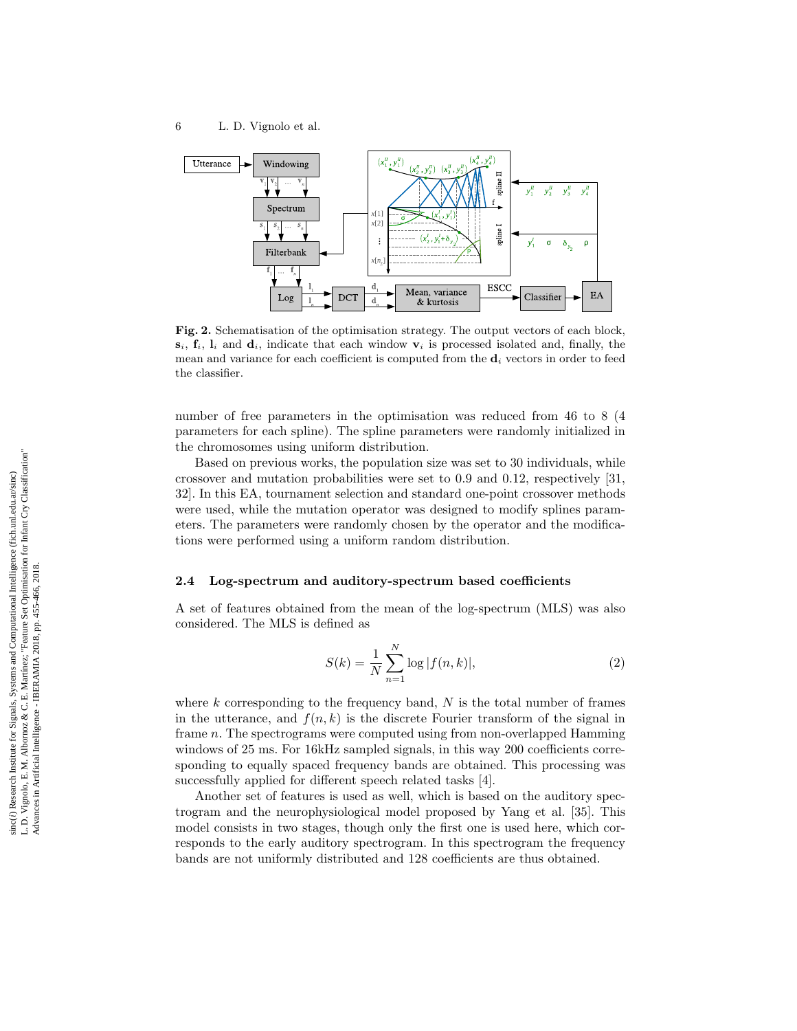**Fig. 2.** Schematisation of the optimisation strategy. The output vectors of each block, $\mathbf{s}_i$, $\mathbf{f}_i$, $\mathbf{l}_i$ and $\mathbf{d}_i$, indicate that each window $\mathbf{v}_i$ is processed isolated and, finally, the mean and variance for each coefficient is computed from the $\mathbf{d}_i$ vectors in order to feed the classifier.

number of free parameters in the optimisation was reduced from 46 to 8 (4 parameters for each spline). The spline parameters were randomly initialized in the chromosomes using uniform distribution.

Based on previous works, the population size was set to 30 individuals, while crossover and mutation probabilities were set to 0.9 and 0.12, respectively [31, 32]. In this EA, tournament selection and standard one-point crossover methods were used, while the mutation operator was designed to modify splines parameters. The parameters were randomly chosen by the operator and the modifications were performed using a uniform random distribution.

### 2.4 Log-spectrum and auditory-spectrum based coefficients

A set of features obtained from the mean of the log-spectrum (MLS) was also considered. The MLS is defined as

$$S(k) = \frac{1}{N} \sum_{n=1}^{N} \log |f(n, k)|, \tag{2}$$

where $k$ corresponding to the frequency band, $N$ is the total number of frames in the utterance, and $f(n, k)$ is the discrete Fourier transform of the signal in frame $n$. The spectrograms were computed using from non-overlapped Hamming windows of 25 ms. For 16kHz sampled signals, in this way 200 coefficients corresponding to equally spaced frequency bands are obtained. This processing was successfully applied for different speech related tasks [4].

Another set of features is used as well, which is based on the auditory spectrogram and the neurophysiological model proposed by Yang et al. [35]. This model consists in two stages, though only the first one is used here, which corresponds to the early auditory spectrogram. In this spectrogram the frequency bands are not uniformly distributed and 128 coefficients are thus obtained.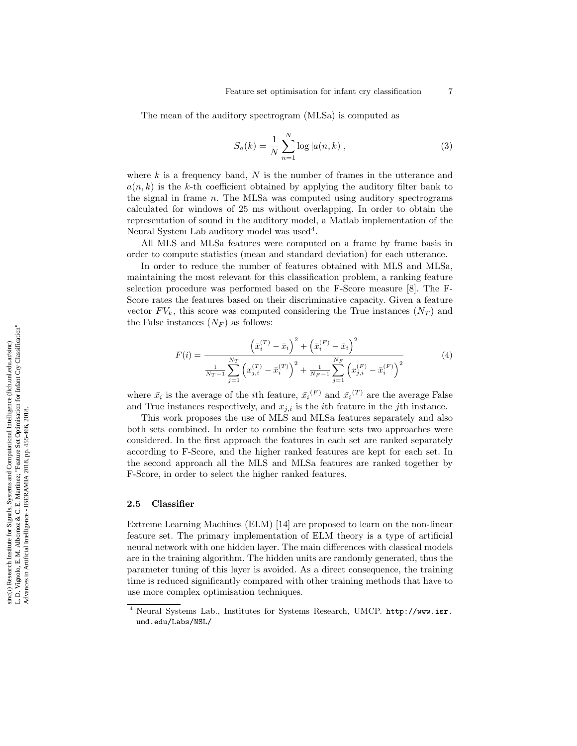The mean of the auditory spectrogram (MLSa) is computed as

$$S_a(k) = \frac{1}{N} \sum_{n=1}^{N} \log |a(n,k)|, \tag{3}$$

where $k$ is a frequency band, $N$ is the number of frames in the utterance and $a(n,k)$ is the $k$-th coefficient obtained by applying the auditory filter bank to the signal in frame $n$. The MLSa was computed using auditory spectrograms calculated for windows of 25 ms without overlapping. In order to obtain the representation of sound in the auditory model, a Matlab implementation of the Neural System Lab auditory model was used[4].

All MLS and MLSa features were computed on a frame by frame basis in order to compute statistics (mean and standard deviation) for each utterance.

In order to reduce the number of features obtained with MLS and MLSa, maintaining the most relevant for this classification problem, a ranking feature selection procedure was performed based on the F-Score measure [8]. The F-Score rates the features based on their discriminative capacity. Given a feature vector $FV_k$, this score was computed considering the True instances ($N_T$) and the False instances ($N_F$) as follows:

$$F(i) = \frac{\left(\bar{x}_i^{(T)} - \bar{x}_i\right)^2 + \left(\bar{x}_i^{(F)} - \bar{x}_i\right)^2}{\frac{1}{N_T - 1} \sum_{j=1}^{N_T} \left(x_{j,i}^{(T)} - \bar{x}_i^{(T)}\right)^2 + \frac{1}{N_F - 1} \sum_{j=1}^{N_F} \left(x_{j,i}^{(F)} - \bar{x}_i^{(F)}\right)^2} \tag{4}$$

where $\bar{x}_i$ is the average of the $i$th feature, $\bar{x}_i{}^{(F)}$ and $\bar{x}_i{}^{(T)}$ are the average False and True instances respectively, and $x_{j,i}$ is the $i$th feature in the $j$th instance.

This work proposes the use of MLS and MLSa features separately and also both sets combined. In order to combine the feature sets two approaches were considered. In the first approach the features in each set are ranked separately according to F-Score, and the higher ranked features are kept for each set. In the second approach all the MLS and MLSa features are ranked together by F-Score, in order to select the higher ranked features.

### 2.5 Classifier

Extreme Learning Machines (ELM) [14] are proposed to learn on the non-linear feature set. The primary implementation of ELM theory is a type of artificial neural network with one hidden layer. The main differences with classical models are in the training algorithm. The hidden units are randomly generated, thus the parameter tuning of this layer is avoided. As a direct consequence, the training time is reduced significantly compared with other training methods that have to use more complex optimisation techniques.

---

[4] Neural Systems Lab., Institutes for Systems Research, UMCP. http://www.isr.umd.edu/Labs/NSL/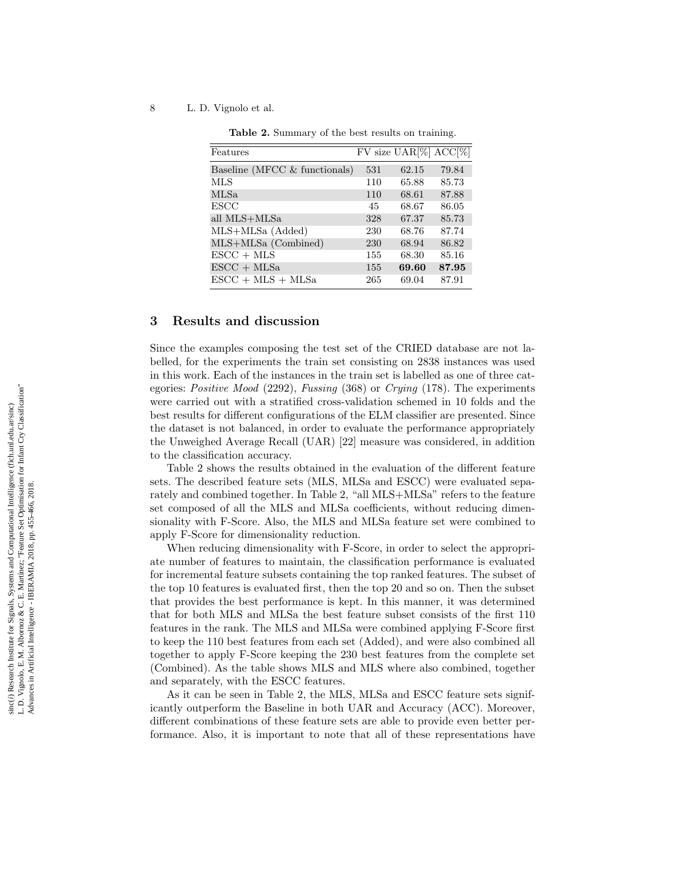**Table 2.** Summary of the best results on training.

| Features | FV size | UAR[%] | ACC[%] |
|---|---|---|---|
| Baseline (MFCC & functionals) | 531 | 62.15 | 79.84 |
| MLS | 110 | 65.88 | 85.73 |
| MLSa | 110 | 68.61 | 87.88 |
| ESCC | 45 | 68.67 | 86.05 |
| all MLS+MLSa | 328 | 67.37 | 85.73 |
| MLS+MLSa (Added) | 230 | 68.76 | 87.74 |
| MLS+MLSa (Combined) | 230 | 68.94 | 86.82 |
| ESCC + MLS | 155 | 68.30 | 85.16 |
| ESCC + MLSa | 155 | **69.60** | **87.95** |
| ESCC + MLS + MLSa | 265 | 69.04 | 87.91 |

## 3 Results and discussion

Since the examples composing the test set of the CRIED database are not labelled, for the experiments the train set consisting on 2838 instances was used in this work. Each of the instances in the train set is labelled as one of three categories: *Positive Mood* (2292), *Fussing* (368) or *Crying* (178). The experiments were carried out with a stratified cross-validation schemed in 10 folds and the best results for different configurations of the ELM classifier are presented. Since the dataset is not balanced, in order to evaluate the performance appropriately the Unweighed Average Recall (UAR) [22] measure was considered, in addition to the classification accuracy.

Table 2 shows the results obtained in the evaluation of the different feature sets. The described feature sets (MLS, MLSa and ESCC) were evaluated separately and combined together. In Table 2, "all MLS+MLSa" refers to the feature set composed of all the MLS and MLSa coefficients, without reducing dimensionality with F-Score. Also, the MLS and MLSa feature set were combined to apply F-Score for dimensionality reduction.

When reducing dimensionality with F-Score, in order to select the appropriate number of features to maintain, the classification performance is evaluated for incremental feature subsets containing the top ranked features. The subset of the top 10 features is evaluated first, then the top 20 and so on. Then the subset that provides the best performance is kept. In this manner, it was determined that for both MLS and MLSa the best feature subset consists of the first 110 features in the rank. The MLS and MLSa were combined applying F-Score first to keep the 110 best features from each set (Added), and were also combined all together to apply F-Score keeping the 230 best features from the complete set (Combined). As the table shows MLS and MLS where also combined, together and separately, with the ESCC features.

As it can be seen in Table 2, the MLS, MLSa and ESCC feature sets significantly outperform the Baseline in both UAR and Accuracy (ACC). Moreover, different combinations of these feature sets are able to provide even better performance. Also, it is important to note that all of these representations have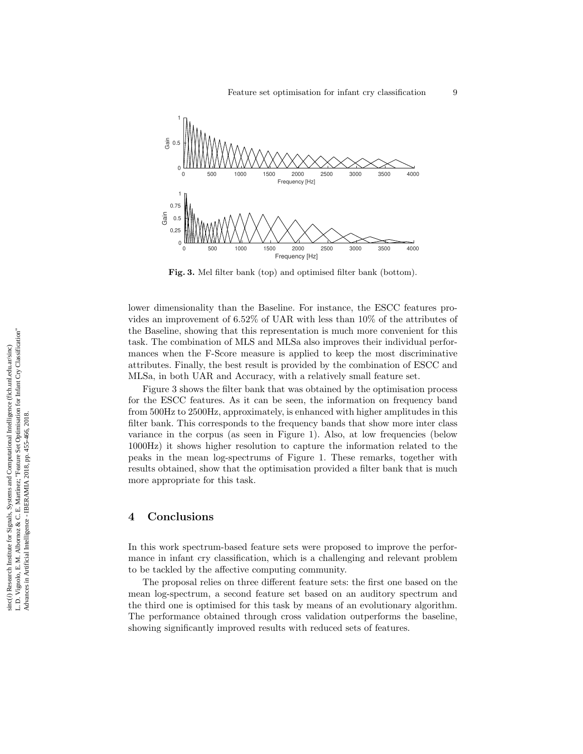Fig. 3. Mel filter bank (top) and optimised filter bank (bottom).

lower dimensionality than the Baseline. For instance, the ESCC features provides an improvement of 6.52% of UAR with less than 10% of the attributes of the Baseline, showing that this representation is much more convenient for this task. The combination of MLS and MLSa also improves their individual performances when the F-Score measure is applied to keep the most discriminative attributes. Finally, the best result is provided by the combination of ESCC and MLSa, in both UAR and Accuracy, with a relatively small feature set.

Figure 3 shows the filter bank that was obtained by the optimisation process for the ESCC features. As it can be seen, the information on frequency band from 500Hz to 2500Hz, approximately, is enhanced with higher amplitudes in this filter bank. This corresponds to the frequency bands that show more inter class variance in the corpus (as seen in Figure 1). Also, at low frequencies (below 1000Hz) it shows higher resolution to capture the information related to the peaks in the mean log-spectrums of Figure 1. These remarks, together with results obtained, show that the optimisation provided a filter bank that is much more appropriate for this task.

## 4 Conclusions

In this work spectrum-based feature sets were proposed to improve the performance in infant cry classification, which is a challenging and relevant problem to be tackled by the affective computing community.

The proposal relies on three different feature sets: the first one based on the mean log-spectrum, a second feature set based on an auditory spectrum and the third one is optimised for this task by means of an evolutionary algorithm. The performance obtained through cross validation outperforms the baseline, showing significantly improved results with reduced sets of features.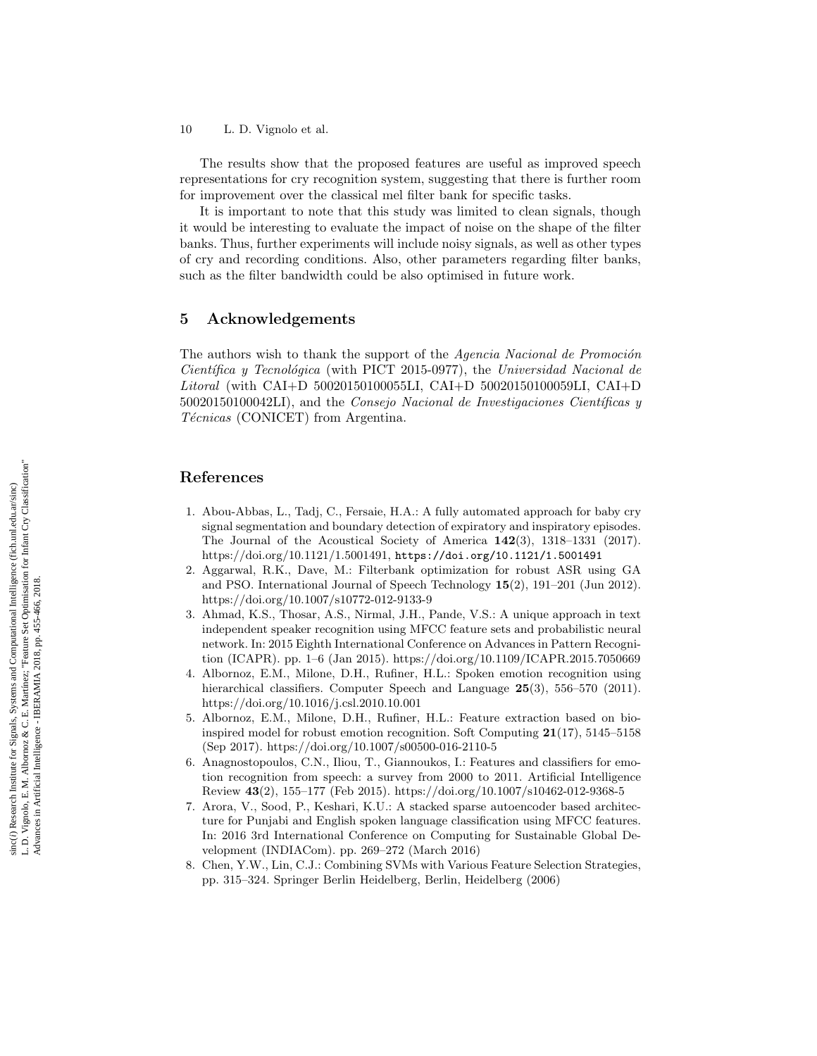The results show that the proposed features are useful as improved speech representations for cry recognition system, suggesting that there is further room for improvement over the classical mel filter bank for specific tasks.

It is important to note that this study was limited to clean signals, though it would be interesting to evaluate the impact of noise on the shape of the filter banks. Thus, further experiments will include noisy signals, as well as other types of cry and recording conditions. Also, other parameters regarding filter banks, such as the filter bandwidth could be also optimised in future work.

## 5 Acknowledgements

The authors wish to thank the support of the *Agencia Nacional de Promoción Científica y Tecnológica* (with PICT 2015-0977), the *Universidad Nacional de Litoral* (with CAI+D 50020150100055LI, CAI+D 50020150100059LI, CAI+D 50020150100042LI), and the *Consejo Nacional de Investigaciones Científicas y Técnicas* (CONICET) from Argentina.

## References

1. Abou-Abbas, L., Tadj, C., Fersaie, H.A.: A fully automated approach for baby cry signal segmentation and boundary detection of expiratory and inspiratory episodes. The Journal of the Acoustical Society of America **142**(3), 1318–1331 (2017). https://doi.org/10.1121/1.5001491, `https://doi.org/10.1121/1.5001491`
2. Aggarwal, R.K., Dave, M.: Filterbank optimization for robust ASR using GA and PSO. International Journal of Speech Technology **15**(2), 191–201 (Jun 2012). https://doi.org/10.1007/s10772-012-9133-9
3. Ahmad, K.S., Thosar, A.S., Nirmal, J.H., Pande, V.S.: A unique approach in text independent speaker recognition using MFCC feature sets and probabilistic neural network. In: 2015 Eighth International Conference on Advances in Pattern Recognition (ICAPR). pp. 1–6 (Jan 2015). https://doi.org/10.1109/ICAPR.2015.7050669
4. Albornoz, E.M., Milone, D.H., Rufiner, H.L.: Spoken emotion recognition using hierarchical classifiers. Computer Speech and Language **25**(3), 556–570 (2011). https://doi.org/10.1016/j.csl.2010.10.001
5. Albornoz, E.M., Milone, D.H., Rufiner, H.L.: Feature extraction based on bio-inspired model for robust emotion recognition. Soft Computing **21**(17), 5145–5158 (Sep 2017). https://doi.org/10.1007/s00500-016-2110-5
6. Anagnostopoulos, C.N., Iliou, T., Giannoukos, I.: Features and classifiers for emotion recognition from speech: a survey from 2000 to 2011. Artificial Intelligence Review **43**(2), 155–177 (Feb 2015). https://doi.org/10.1007/s10462-012-9368-5
7. Arora, V., Sood, P., Keshari, K.U.: A stacked sparse autoencoder based architecture for Punjabi and English spoken language classification using MFCC features. In: 2016 3rd International Conference on Computing for Sustainable Global Development (INDIACom). pp. 269–272 (March 2016)
8. Chen, Y.W., Lin, C.J.: Combining SVMs with Various Feature Selection Strategies, pp. 315–324. Springer Berlin Heidelberg, Berlin, Heidelberg (2006)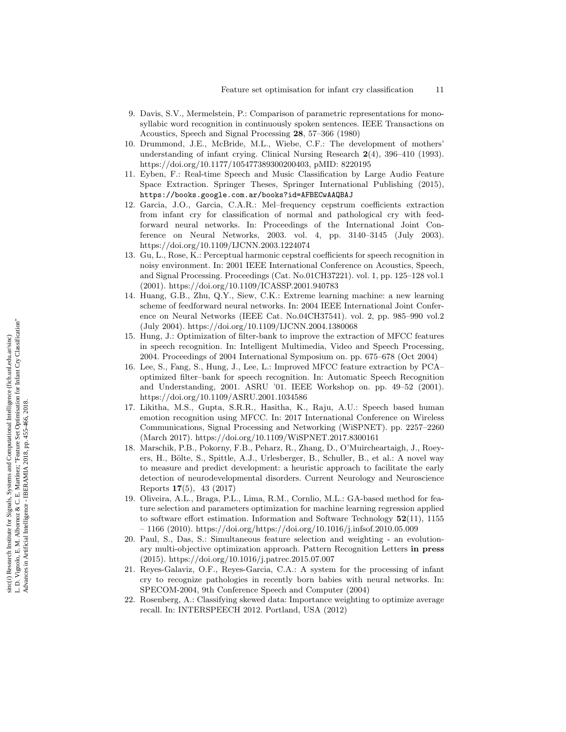9. Davis, S.V., Mermelstein, P.: Comparison of parametric representations for monosyllabic word recognition in continuously spoken sentences. IEEE Transactions on Acoustics, Speech and Signal Processing **28**, 57–366 (1980)
10. Drummond, J.E., McBride, M.L., Wiebe, C.F.: The development of mothers' understanding of infant crying. Clinical Nursing Research **2**(4), 396–410 (1993). https://doi.org/10.1177/105477389300200403, pMID: 8220195
11. Eyben, F.: Real-time Speech and Music Classification by Large Audio Feature Space Extraction. Springer Theses, Springer International Publishing (2015), `https://books.google.com.ar/books?id=AFBECwAAQBAJ`
12. Garcia, J.O., Garcia, C.A.R.: Mel–frequency cepstrum coefficients extraction from infant cry for classification of normal and pathological cry with feed-forward neural networks. In: Proceedings of the International Joint Conference on Neural Networks, 2003. vol. 4, pp. 3140–3145 (July 2003). https://doi.org/10.1109/IJCNN.2003.1224074
13. Gu, L., Rose, K.: Perceptual harmonic cepstral coefficients for speech recognition in noisy environment. In: 2001 IEEE International Conference on Acoustics, Speech, and Signal Processing. Proceedings (Cat. No.01CH37221). vol. 1, pp. 125–128 vol.1 (2001). https://doi.org/10.1109/ICASSP.2001.940783
14. Huang, G.B., Zhu, Q.Y., Siew, C.K.: Extreme learning machine: a new learning scheme of feedforward neural networks. In: 2004 IEEE International Joint Conference on Neural Networks (IEEE Cat. No.04CH37541). vol. 2, pp. 985–990 vol.2 (July 2004). https://doi.org/10.1109/IJCNN.2004.1380068
15. Hung, J.: Optimization of filter-bank to improve the extraction of MFCC features in speech recognition. In: Intelligent Multimedia, Video and Speech Processing, 2004. Proceedings of 2004 International Symposium on. pp. 675–678 (Oct 2004)
16. Lee, S., Fang, S., Hung, J., Lee, L.: Improved MFCC feature extraction by PCA–optimized filter–bank for speech recognition. In: Automatic Speech Recognition and Understanding, 2001. ASRU '01. IEEE Workshop on. pp. 49–52 (2001). https://doi.org/10.1109/ASRU.2001.1034586
17. Likitha, M.S., Gupta, S.R.R., Hasitha, K., Raju, A.U.: Speech based human emotion recognition using MFCC. In: 2017 International Conference on Wireless Communications, Signal Processing and Networking (WiSPNET). pp. 2257–2260 (March 2017). https://doi.org/10.1109/WiSPNET.2017.8300161
18. Marschik, P.B., Pokorny, F.B., Peharz, R., Zhang, D., O'Muircheartaigh, J., Roeyers, H., Bölte, S., Spittle, A.J., Urlesberger, B., Schuller, B., et al.: A novel way to measure and predict development: a heuristic approach to facilitate the early detection of neurodevelopmental disorders. Current Neurology and Neuroscience Reports **17**(5), 43 (2017)
19. Oliveira, A.L., Braga, P.L., Lima, R.M., Cornlio, M.L.: GA-based method for feature selection and parameters optimization for machine learning regression applied to software effort estimation. Information and Software Technology **52**(11), 1155 – 1166 (2010). https://doi.org/https://doi.org/10.1016/j.infsof.2010.05.009
20. Paul, S., Das, S.: Simultaneous feature selection and weighting - an evolutionary multi-objective optimization approach. Pattern Recognition Letters **in press** (2015). https://doi.org/10.1016/j.patrec.2015.07.007
21. Reyes-Galaviz, O.F., Reyes-Garcia, C.A.: A system for the processing of infant cry to recognize pathologies in recently born babies with neural networks. In: SPECOM-2004, 9th Conference Speech and Computer (2004)
22. Rosenberg, A.: Classifying skewed data: Importance weighting to optimize average recall. In: INTERSPEECH 2012. Portland, USA (2012)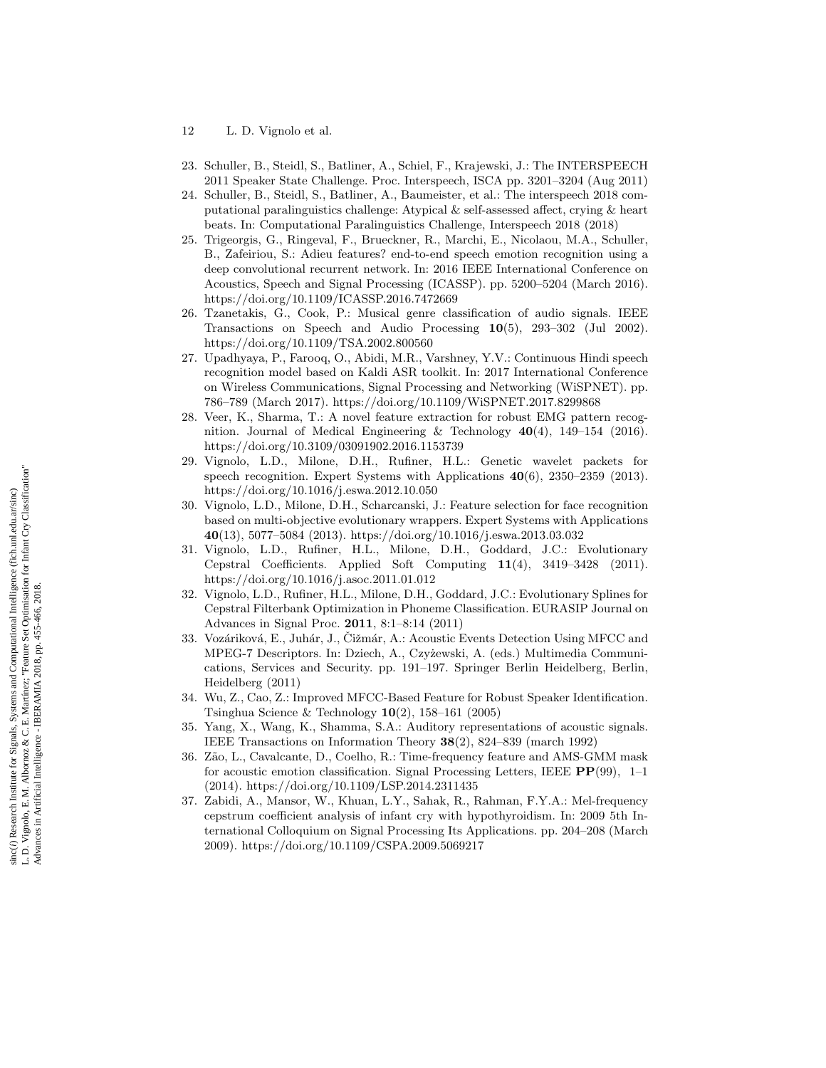23. Schuller, B., Steidl, S., Batliner, A., Schiel, F., Krajewski, J.: The INTERSPEECH 2011 Speaker State Challenge. Proc. Interspeech, ISCA pp. 3201–3204 (Aug 2011)
24. Schuller, B., Steidl, S., Batliner, A., Baumeister, et al.: The interspeech 2018 computational paralinguistics challenge: Atypical & self-assessed affect, crying & heart beats. In: Computational Paralinguistics Challenge, Interspeech 2018 (2018)
25. Trigeorgis, G., Ringeval, F., Brueckner, R., Marchi, E., Nicolaou, M.A., Schuller, B., Zafeiriou, S.: Adieu features? end-to-end speech emotion recognition using a deep convolutional recurrent network. In: 2016 IEEE International Conference on Acoustics, Speech and Signal Processing (ICASSP). pp. 5200–5204 (March 2016). https://doi.org/10.1109/ICASSP.2016.7472669
26. Tzanetakis, G., Cook, P.: Musical genre classification of audio signals. IEEE Transactions on Speech and Audio Processing **10**(5), 293–302 (Jul 2002). https://doi.org/10.1109/TSA.2002.800560
27. Upadhyaya, P., Farooq, O., Abidi, M.R., Varshney, Y.V.: Continuous Hindi speech recognition model based on Kaldi ASR toolkit. In: 2017 International Conference on Wireless Communications, Signal Processing and Networking (WiSPNET). pp. 786–789 (March 2017). https://doi.org/10.1109/WiSPNET.2017.8299868
28. Veer, K., Sharma, T.: A novel feature extraction for robust EMG pattern recognition. Journal of Medical Engineering & Technology **40**(4), 149–154 (2016). https://doi.org/10.3109/03091902.2016.1153739
29. Vignolo, L.D., Milone, D.H., Rufiner, H.L.: Genetic wavelet packets for speech recognition. Expert Systems with Applications **40**(6), 2350–2359 (2013). https://doi.org/10.1016/j.eswa.2012.10.050
30. Vignolo, L.D., Milone, D.H., Scharcanski, J.: Feature selection for face recognition based on multi-objective evolutionary wrappers. Expert Systems with Applications **40**(13), 5077–5084 (2013). https://doi.org/10.1016/j.eswa.2013.03.032
31. Vignolo, L.D., Rufiner, H.L., Milone, D.H., Goddard, J.C.: Evolutionary Cepstral Coefficients. Applied Soft Computing **11**(4), 3419–3428 (2011). https://doi.org/10.1016/j.asoc.2011.01.012
32. Vignolo, L.D., Rufiner, H.L., Milone, D.H., Goddard, J.C.: Evolutionary Splines for Cepstral Filterbank Optimization in Phoneme Classification. EURASIP Journal on Advances in Signal Proc. **2011**, 8:1–8:14 (2011)
33. Vozáriková, E., Juhár, J., Čižmár, A.: Acoustic Events Detection Using MFCC and MPEG-7 Descriptors. In: Dziech, A., Czyżewski, A. (eds.) Multimedia Communications, Services and Security. pp. 191–197. Springer Berlin Heidelberg, Berlin, Heidelberg (2011)
34. Wu, Z., Cao, Z.: Improved MFCC-Based Feature for Robust Speaker Identification. Tsinghua Science & Technology **10**(2), 158–161 (2005)
35. Yang, X., Wang, K., Shamma, S.A.: Auditory representations of acoustic signals. IEEE Transactions on Information Theory **38**(2), 824–839 (march 1992)
36. Zão, L., Cavalcante, D., Coelho, R.: Time-frequency feature and AMS-GMM mask for acoustic emotion classification. Signal Processing Letters, IEEE **PP**(99), 1–1 (2014). https://doi.org/10.1109/LSP.2014.2311435
37. Zabidi, A., Mansor, W., Khuan, L.Y., Sahak, R., Rahman, F.Y.A.: Mel-frequency cepstrum coefficient analysis of infant cry with hypothyroidism. In: 2009 5th International Colloquium on Signal Processing Its Applications. pp. 204–208 (March 2009). https://doi.org/10.1109/CSPA.2009.5069217